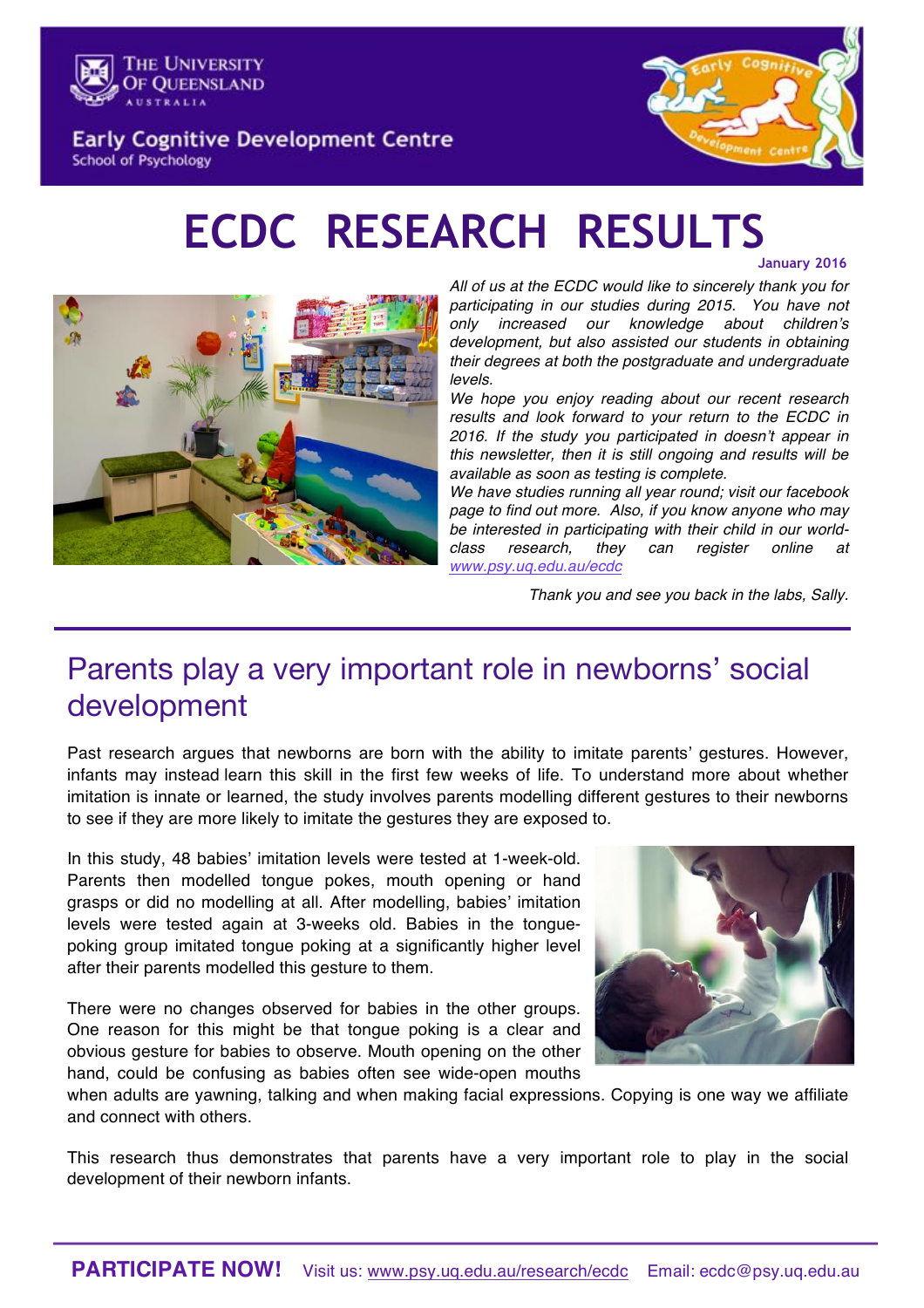The University of Queensland
Australia

Early Cognitive Development Centre
School of Psychology

# ECDC RESEARCH RESULTS

January 2016

*All of us at the ECDC would like to sincerely thank you for participating in our studies during 2015. You have not only increased our knowledge about children's development, but also assisted our students in obtaining their degrees at both the postgraduate and undergraduate levels.*

*We hope you enjoy reading about our recent research results and look forward to your return to the ECDC in 2016. If the study you participated in doesn't appear in this newsletter, then it is still ongoing and results will be available as soon as testing is complete.*

*We have studies running all year round; visit our facebook page to find out more. Also, if you know anyone who may be interested in participating with their child in our world-class research, they can register online at www.psy.uq.edu.au/ecdc*

*Thank you and see you back in the labs, Sally.*

## Parents play a very important role in newborns' social development

Past research argues that newborns are born with the ability to imitate parents' gestures. However, infants may instead learn this skill in the first few weeks of life. To understand more about whether imitation is innate or learned, the study involves parents modelling different gestures to their newborns to see if they are more likely to imitate the gestures they are exposed to.

In this study, 48 babies' imitation levels were tested at 1-week-old. Parents then modelled tongue pokes, mouth opening or hand grasps or did no modelling at all. After modelling, babies' imitation levels were tested again at 3-weeks old. Babies in the tongue-poking group imitated tongue poking at a significantly higher level after their parents modelled this gesture to them.

There were no changes observed for babies in the other groups. One reason for this might be that tongue poking is a clear and obvious gesture for babies to observe. Mouth opening on the other hand, could be confusing as babies often see wide-open mouths when adults are yawning, talking and when making facial expressions. Copying is one way we affiliate and connect with others.

This research thus demonstrates that parents have a very important role to play in the social development of their newborn infants.

**PARTICIPATE NOW!** Visit us: www.psy.uq.edu.au/research/ecdc Email: ecdc@psy.uq.edu.au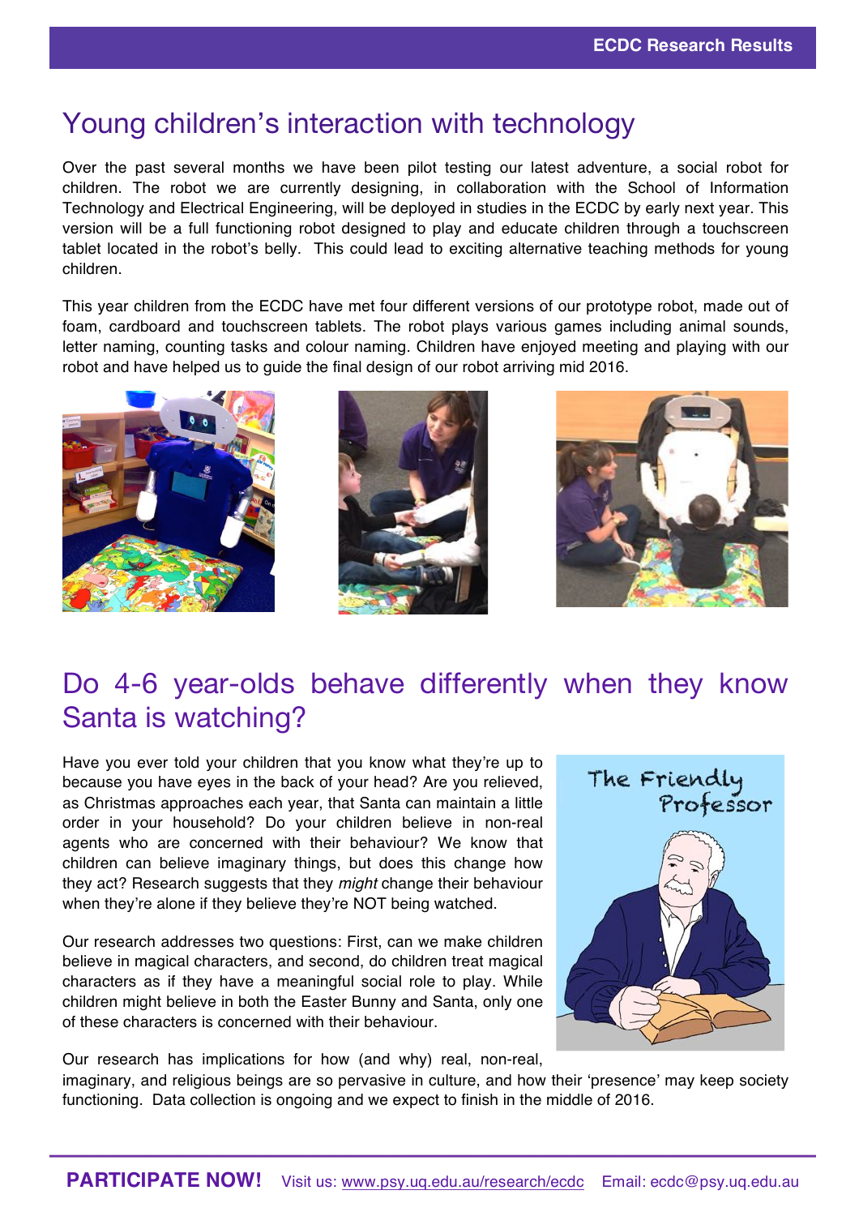## Young children's interaction with technology

Over the past several months we have been pilot testing our latest adventure, a social robot for children. The robot we are currently designing, in collaboration with the School of Information Technology and Electrical Engineering, will be deployed in studies in the ECDC by early next year. This version will be a full functioning robot designed to play and educate children through a touchscreen tablet located in the robot's belly. This could lead to exciting alternative teaching methods for young children.

This year children from the ECDC have met four different versions of our prototype robot, made out of foam, cardboard and touchscreen tablets. The robot plays various games including animal sounds, letter naming, counting tasks and colour naming. Children have enjoyed meeting and playing with our robot and have helped us to guide the final design of our robot arriving mid 2016.

## Do 4-6 year-olds behave differently when they know Santa is watching?

Have you ever told your children that you know what they're up to because you have eyes in the back of your head? Are you relieved, as Christmas approaches each year, that Santa can maintain a little order in your household? Do your children believe in non-real agents who are concerned with their behaviour? We know that children can believe imaginary things, but does this change how they act? Research suggests that they *might* change their behaviour when they're alone if they believe they're NOT being watched.

Our research addresses two questions: First, can we make children believe in magical characters, and second, do children treat magical characters as if they have a meaningful social role to play. While children might believe in both the Easter Bunny and Santa, only one of these characters is concerned with their behaviour.

Our research has implications for how (and why) real, non-real, imaginary, and religious beings are so pervasive in culture, and how their 'presence' may keep society functioning. Data collection is ongoing and we expect to finish in the middle of 2016.

**PARTICIPATE NOW!** Visit us: www.psy.uq.edu.au/research/ecdc Email: ecdc@psy.uq.edu.au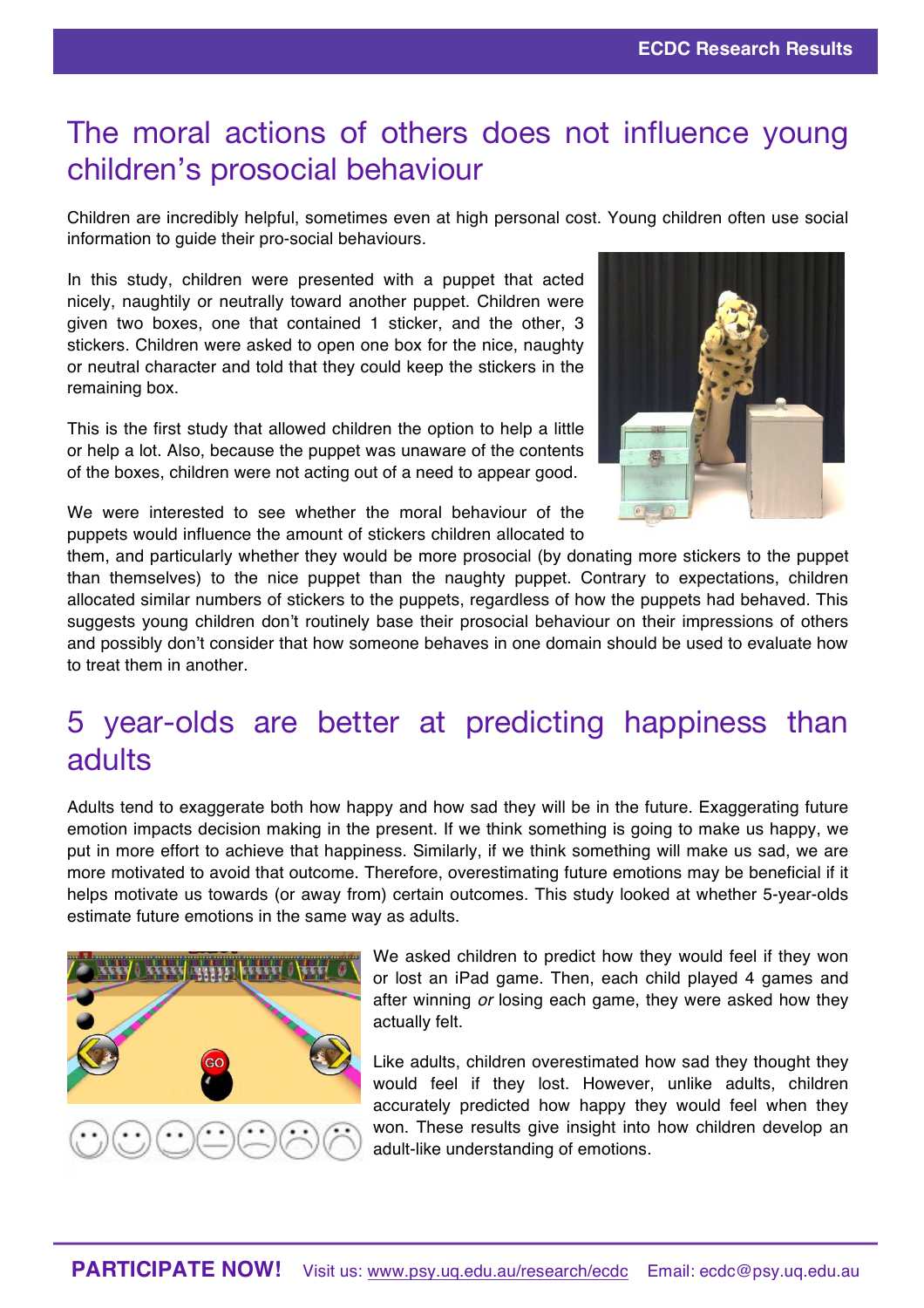# The moral actions of others does not influence young children's prosocial behaviour

Children are incredibly helpful, sometimes even at high personal cost. Young children often use social information to guide their pro-social behaviours.

In this study, children were presented with a puppet that acted nicely, naughtily or neutrally toward another puppet. Children were given two boxes, one that contained 1 sticker, and the other, 3 stickers. Children were asked to open one box for the nice, naughty or neutral character and told that they could keep the stickers in the remaining box.

This is the first study that allowed children the option to help a little or help a lot. Also, because the puppet was unaware of the contents of the boxes, children were not acting out of a need to appear good.

We were interested to see whether the moral behaviour of the puppets would influence the amount of stickers children allocated to them, and particularly whether they would be more prosocial (by donating more stickers to the puppet than themselves) to the nice puppet than the naughty puppet. Contrary to expectations, children allocated similar numbers of stickers to the puppets, regardless of how the puppets had behaved. This suggests young children don't routinely base their prosocial behaviour on their impressions of others and possibly don't consider that how someone behaves in one domain should be used to evaluate how to treat them in another.

# 5 year-olds are better at predicting happiness than adults

Adults tend to exaggerate both how happy and how sad they will be in the future. Exaggerating future emotion impacts decision making in the present. If we think something is going to make us happy, we put in more effort to achieve that happiness. Similarly, if we think something will make us sad, we are more motivated to avoid that outcome. Therefore, overestimating future emotions may be beneficial if it helps motivate us towards (or away from) certain outcomes. This study looked at whether 5-year-olds estimate future emotions in the same way as adults.

We asked children to predict how they would feel if they won or lost an iPad game. Then, each child played 4 games and after winning *or* losing each game, they were asked how they actually felt.

Like adults, children overestimated how sad they thought they would feel if they lost. However, unlike adults, children accurately predicted how happy they would feel when they won. These results give insight into how children develop an adult-like understanding of emotions.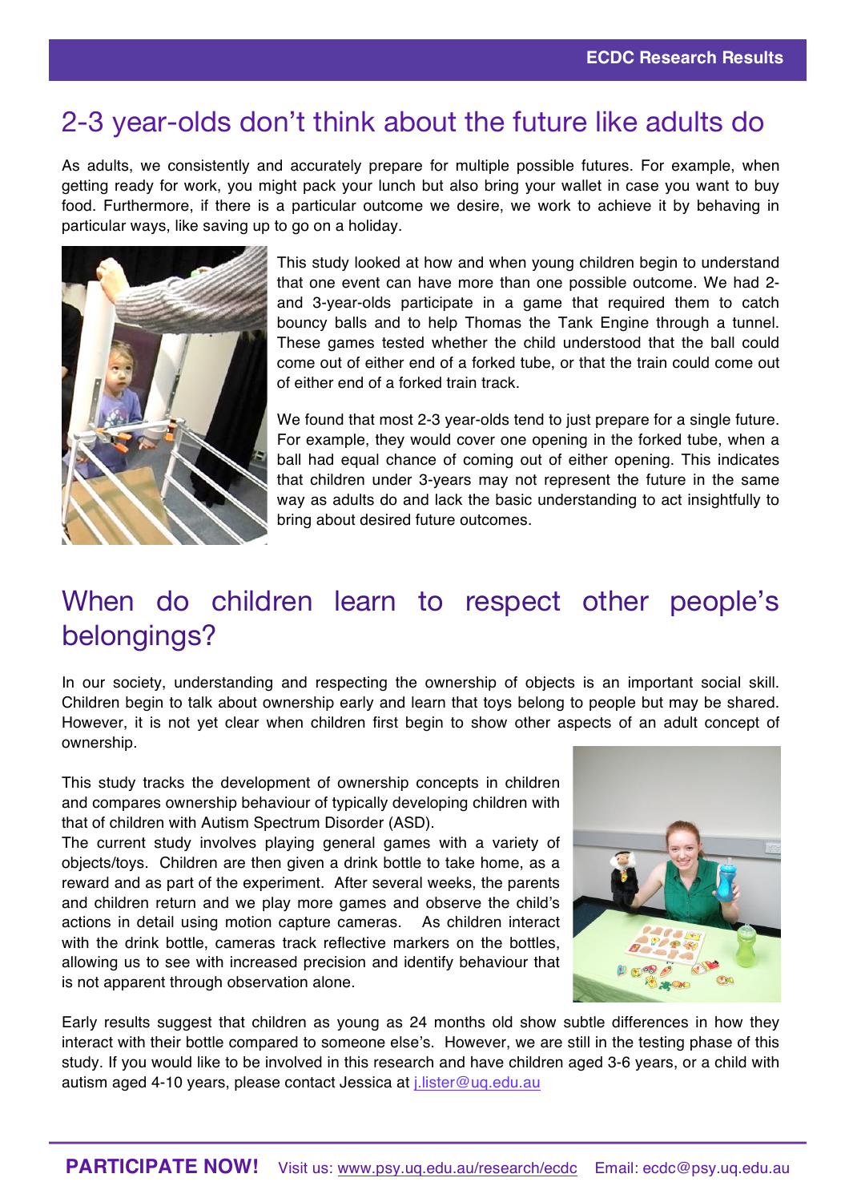# 2-3 year-olds don't think about the future like adults do

As adults, we consistently and accurately prepare for multiple possible futures. For example, when getting ready for work, you might pack your lunch but also bring your wallet in case you want to buy food. Furthermore, if there is a particular outcome we desire, we work to achieve it by behaving in particular ways, like saving up to go on a holiday.

This study looked at how and when young children begin to understand that one event can have more than one possible outcome. We had 2- and 3-year-olds participate in a game that required them to catch bouncy balls and to help Thomas the Tank Engine through a tunnel. These games tested whether the child understood that the ball could come out of either end of a forked tube, or that the train could come out of either end of a forked train track.

We found that most 2-3 year-olds tend to just prepare for a single future. For example, they would cover one opening in the forked tube, when a ball had equal chance of coming out of either opening. This indicates that children under 3-years may not represent the future in the same way as adults do and lack the basic understanding to act insightfully to bring about desired future outcomes.

# When do children learn to respect other people's belongings?

In our society, understanding and respecting the ownership of objects is an important social skill. Children begin to talk about ownership early and learn that toys belong to people but may be shared. However, it is not yet clear when children first begin to show other aspects of an adult concept of ownership.

This study tracks the development of ownership concepts in children and compares ownership behaviour of typically developing children with that of children with Autism Spectrum Disorder (ASD).

The current study involves playing general games with a variety of objects/toys. Children are then given a drink bottle to take home, as a reward and as part of the experiment. After several weeks, the parents and children return and we play more games and observe the child's actions in detail using motion capture cameras. As children interact with the drink bottle, cameras track reflective markers on the bottles, allowing us to see with increased precision and identify behaviour that is not apparent through observation alone.

Early results suggest that children as young as 24 months old show subtle differences in how they interact with their bottle compared to someone else's. However, we are still in the testing phase of this study. If you would like to be involved in this research and have children aged 3-6 years, or a child with autism aged 4-10 years, please contact Jessica at j.lister@uq.edu.au

**PARTICIPATE NOW!** Visit us: www.psy.uq.edu.au/research/ecdc Email: ecdc@psy.uq.edu.au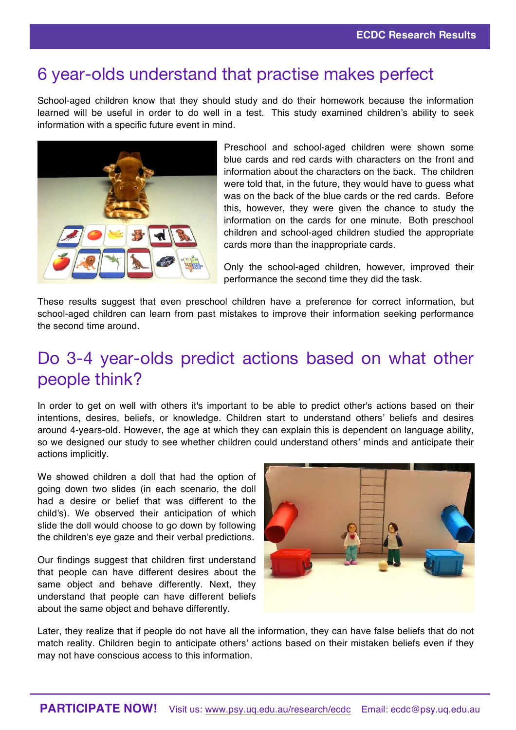# 6 year-olds understand that practise makes perfect

School-aged children know that they should study and do their homework because the information learned will be useful in order to do well in a test. This study examined children's ability to seek information with a specific future event in mind.

Preschool and school-aged children were shown some blue cards and red cards with characters on the front and information about the characters on the back. The children were told that, in the future, they would have to guess what was on the back of the blue cards or the red cards. Before this, however, they were given the chance to study the information on the cards for one minute. Both preschool children and school-aged children studied the appropriate cards more than the inappropriate cards.

Only the school-aged children, however, improved their performance the second time they did the task.

These results suggest that even preschool children have a preference for correct information, but school-aged children can learn from past mistakes to improve their information seeking performance the second time around.

# Do 3-4 year-olds predict actions based on what other people think?

In order to get on well with others it's important to be able to predict other's actions based on their intentions, desires, beliefs, or knowledge. Children start to understand others' beliefs and desires around 4-years-old. However, the age at which they can explain this is dependent on language ability, so we designed our study to see whether children could understand others' minds and anticipate their actions implicitly.

We showed children a doll that had the option of going down two slides (in each scenario, the doll had a desire or belief that was different to the child's). We observed their anticipation of which slide the doll would choose to go down by following the children's eye gaze and their verbal predictions.

Our findings suggest that children first understand that people can have different desires about the same object and behave differently. Next, they understand that people can have different beliefs about the same object and behave differently.

Later, they realize that if people do not have all the information, they can have false beliefs that do not match reality. Children begin to anticipate others' actions based on their mistaken beliefs even if they may not have conscious access to this information.

**PARTICIPATE NOW!** Visit us: www.psy.uq.edu.au/research/ecdc Email: ecdc@psy.uq.edu.au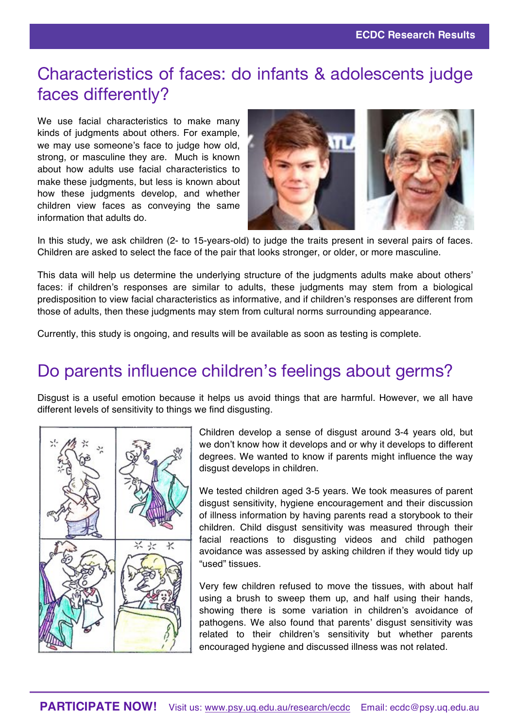# Characteristics of faces: do infants & adolescents judge faces differently?

We use facial characteristics to make many kinds of judgments about others. For example, we may use someone's face to judge how old, strong, or masculine they are. Much is known about how adults use facial characteristics to make these judgments, but less is known about how these judgments develop, and whether children view faces as conveying the same information that adults do.

In this study, we ask children (2- to 15-years-old) to judge the traits present in several pairs of faces. Children are asked to select the face of the pair that looks stronger, or older, or more masculine.

This data will help us determine the underlying structure of the judgments adults make about others' faces: if children's responses are similar to adults, these judgments may stem from a biological predisposition to view facial characteristics as informative, and if children's responses are different from those of adults, then these judgments may stem from cultural norms surrounding appearance.

Currently, this study is ongoing, and results will be available as soon as testing is complete.

# Do parents influence children's feelings about germs?

Disgust is a useful emotion because it helps us avoid things that are harmful. However, we all have different levels of sensitivity to things we find disgusting.

Children develop a sense of disgust around 3-4 years old, but we don't know how it develops and or why it develops to different degrees. We wanted to know if parents might influence the way disgust develops in children.

We tested children aged 3-5 years. We took measures of parent disgust sensitivity, hygiene encouragement and their discussion of illness information by having parents read a storybook to their children. Child disgust sensitivity was measured through their facial reactions to disgusting videos and child pathogen avoidance was assessed by asking children if they would tidy up "used" tissues.

Very few children refused to move the tissues, with about half using a brush to sweep them up, and half using their hands, showing there is some variation in children's avoidance of pathogens. We also found that parents' disgust sensitivity was related to their children's sensitivity but whether parents encouraged hygiene and discussed illness was not related.

**PARTICIPATE NOW!** Visit us: www.psy.uq.edu.au/research/ecdc Email: ecdc@psy.uq.edu.au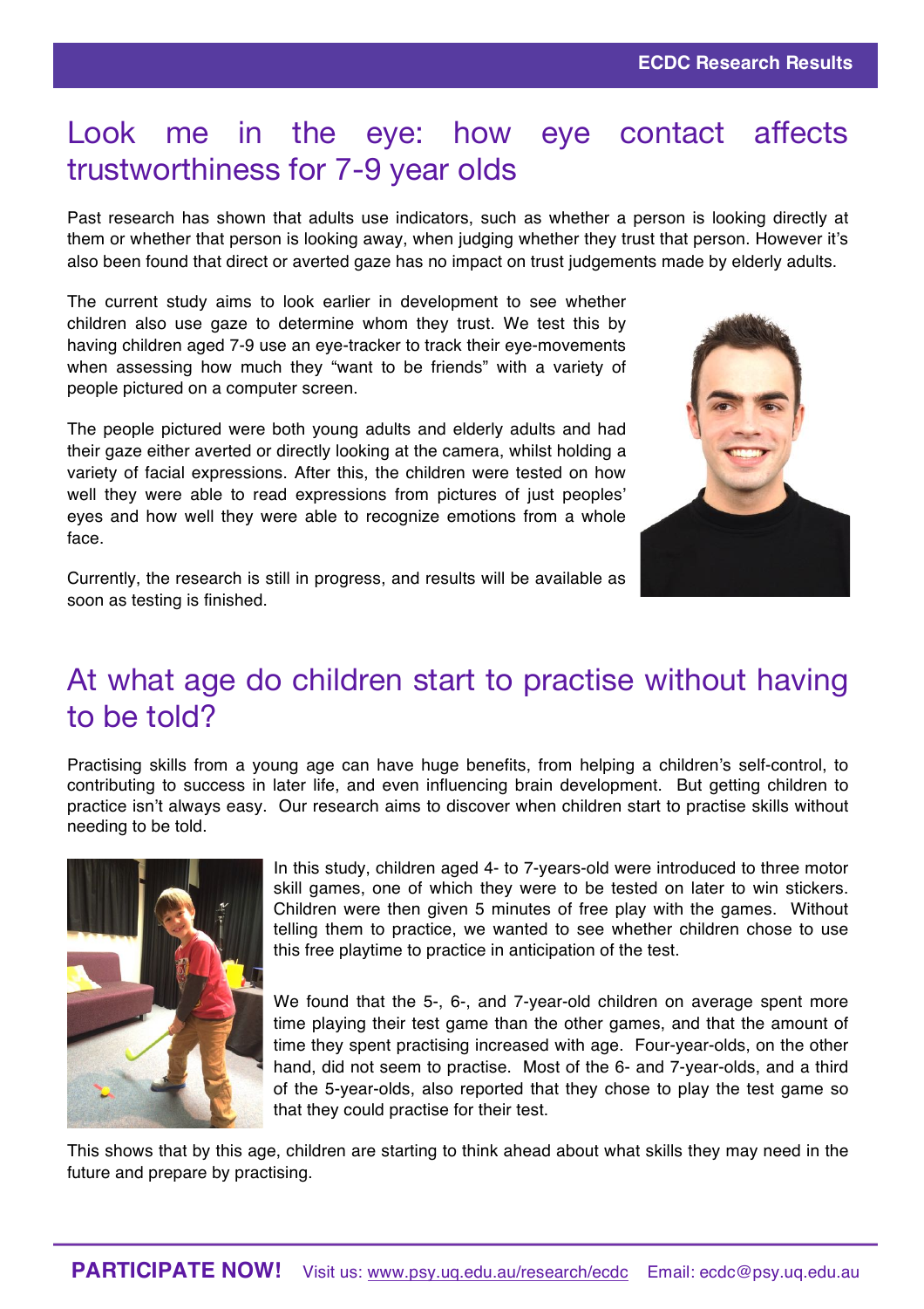# Look me in the eye: how eye contact affects trustworthiness for 7-9 year olds

Past research has shown that adults use indicators, such as whether a person is looking directly at them or whether that person is looking away, when judging whether they trust that person. However it's also been found that direct or averted gaze has no impact on trust judgements made by elderly adults.

The current study aims to look earlier in development to see whether children also use gaze to determine whom they trust. We test this by having children aged 7-9 use an eye-tracker to track their eye-movements when assessing how much they "want to be friends" with a variety of people pictured on a computer screen.

The people pictured were both young adults and elderly adults and had their gaze either averted or directly looking at the camera, whilst holding a variety of facial expressions. After this, the children were tested on how well they were able to read expressions from pictures of just peoples' eyes and how well they were able to recognize emotions from a whole face.

Currently, the research is still in progress, and results will be available as soon as testing is finished.

# At what age do children start to practise without having to be told?

Practising skills from a young age can have huge benefits, from helping a children's self-control, to contributing to success in later life, and even influencing brain development. But getting children to practice isn't always easy. Our research aims to discover when children start to practise skills without needing to be told.

In this study, children aged 4- to 7-years-old were introduced to three motor skill games, one of which they were to be tested on later to win stickers. Children were then given 5 minutes of free play with the games. Without telling them to practice, we wanted to see whether children chose to use this free playtime to practice in anticipation of the test.

We found that the 5-, 6-, and 7-year-old children on average spent more time playing their test game than the other games, and that the amount of time they spent practising increased with age. Four-year-olds, on the other hand, did not seem to practise. Most of the 6- and 7-year-olds, and a third of the 5-year-olds, also reported that they chose to play the test game so that they could practise for their test.

This shows that by this age, children are starting to think ahead about what skills they may need in the future and prepare by practising.

**PARTICIPATE NOW!** Visit us: www.psy.uq.edu.au/research/ecdc Email: ecdc@psy.uq.edu.au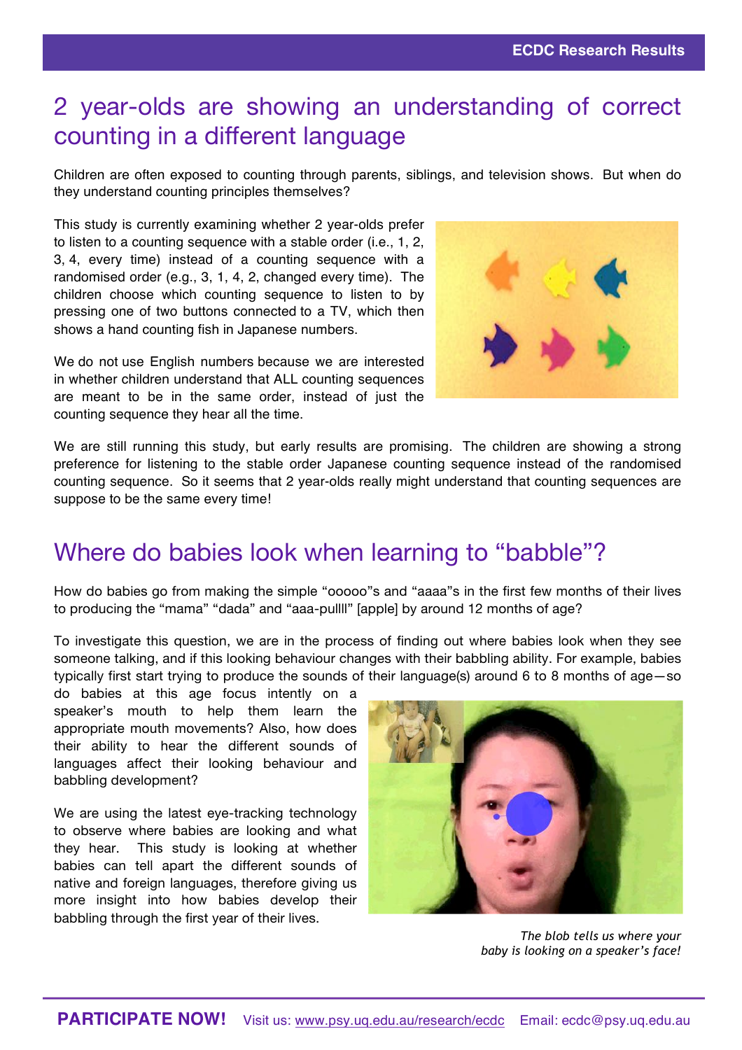# 2 year-olds are showing an understanding of correct counting in a different language

Children are often exposed to counting through parents, siblings, and television shows. But when do they understand counting principles themselves?

This study is currently examining whether 2 year-olds prefer to listen to a counting sequence with a stable order (i.e., 1, 2, 3, 4, every time) instead of a counting sequence with a randomised order (e.g., 3, 1, 4, 2, changed every time). The children choose which counting sequence to listen to by pressing one of two buttons connected to a TV, which then shows a hand counting fish in Japanese numbers.

We do not use English numbers because we are interested in whether children understand that ALL counting sequences are meant to be in the same order, instead of just the counting sequence they hear all the time.

We are still running this study, but early results are promising. The children are showing a strong preference for listening to the stable order Japanese counting sequence instead of the randomised counting sequence. So it seems that 2 year-olds really might understand that counting sequences are suppose to be the same every time!

# Where do babies look when learning to "babble"?

How do babies go from making the simple "ooooo"s and "aaaa"s in the first few months of their lives to producing the "mama" "dada" and "aaa-pullll" [apple] by around 12 months of age?

To investigate this question, we are in the process of finding out where babies look when they see someone talking, and if this looking behaviour changes with their babbling ability. For example, babies typically first start trying to produce the sounds of their language(s) around 6 to 8 months of age—so do babies at this age focus intently on a speaker's mouth to help them learn the appropriate mouth movements? Also, how does their ability to hear the different sounds of languages affect their looking behaviour and babbling development?

We are using the latest eye-tracking technology to observe where babies are looking and what they hear. This study is looking at whether babies can tell apart the different sounds of native and foreign languages, therefore giving us more insight into how babies develop their babbling through the first year of their lives.

*The blob tells us where your baby is looking on a speaker's face!*

**PARTICIPATE NOW!** Visit us: www.psy.uq.edu.au/research/ecdc Email: ecdc@psy.uq.edu.au